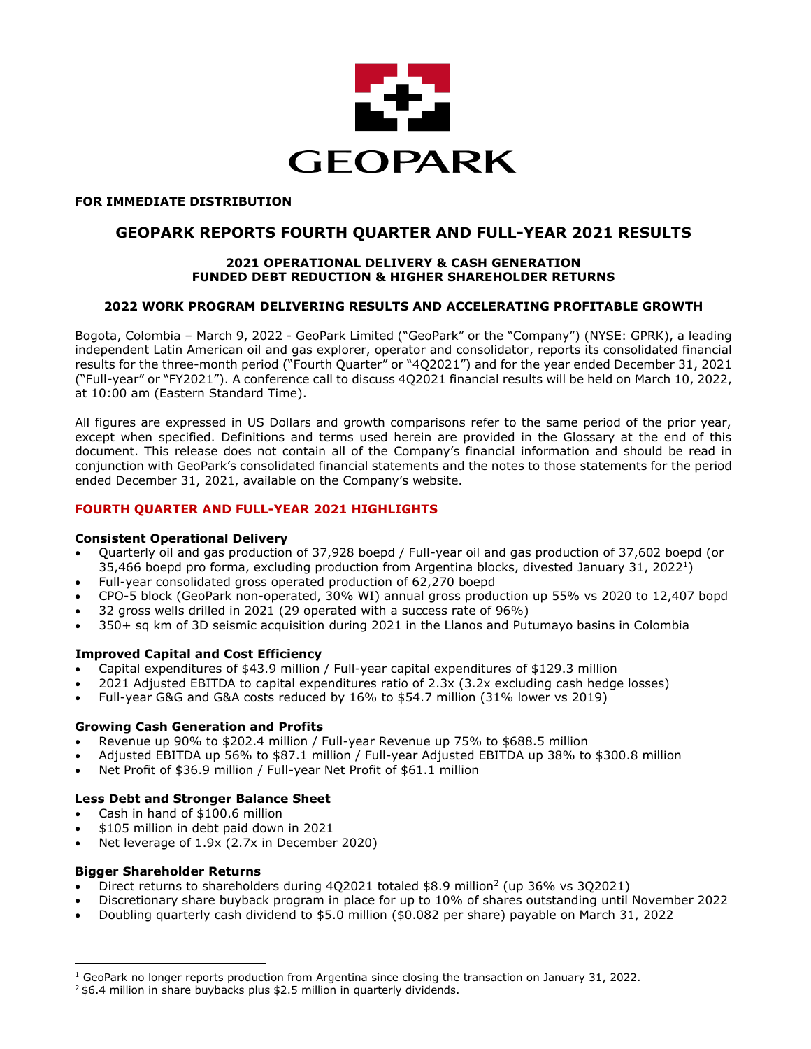GEOPARK

**FOR IMMEDIATE DISTRIBUTION**

# GEOPARK REPORTS FOURTH QUARTER AND FULL-YEAR 2021 RESULTS

### 2021 OPERATIONAL DELIVERY & CASH GENERATION FUNDED DEBT REDUCTION & HIGHER SHAREHOLDER RETURNS

### 2022 WORK PROGRAM DELIVERING RESULTS AND ACCELERATING PROFITABLE GROWTH

Bogota, Colombia – March 9, 2022 - GeoPark Limited ("GeoPark" or the "Company") (NYSE: GPRK), a leading independent Latin American oil and gas explorer, operator and consolidator, reports its consolidated financial results for the three-month period ("Fourth Quarter" or "4Q2021") and for the year ended December 31, 2021 ("Full-year" or "FY2021"). A conference call to discuss 4Q2021 financial results will be held on March 10, 2022, at 10:00 am (Eastern Standard Time).

All figures are expressed in US Dollars and growth comparisons refer to the same period of the prior year, except when specified. Definitions and terms used herein are provided in the Glossary at the end of this document. This release does not contain all of the Company's financial information and should be read in conjunction with GeoPark's consolidated financial statements and the notes to those statements for the period ended December 31, 2021, available on the Company's website.

## FOURTH QUARTER AND FULL-YEAR 2021 HIGHLIGHTS

**Consistent Operational Delivery**

- Quarterly oil and gas production of 37,928 boepd / Full-year oil and gas production of 37,602 boepd (or 35,466 boepd pro forma, excluding production from Argentina blocks, divested January 31, 2022[1])
- Full-year consolidated gross operated production of 62,270 boepd
- CPO-5 block (GeoPark non-operated, 30% WI) annual gross production up 55% vs 2020 to 12,407 bopd
- 32 gross wells drilled in 2021 (29 operated with a success rate of 96%)
- 350+ sq km of 3D seismic acquisition during 2021 in the Llanos and Putumayo basins in Colombia

**Improved Capital and Cost Efficiency**

- Capital expenditures of $43.9 million / Full-year capital expenditures of $129.3 million
- 2021 Adjusted EBITDA to capital expenditures ratio of 2.3x (3.2x excluding cash hedge losses)
- Full-year G&G and G&A costs reduced by 16% to $54.7 million (31% lower vs 2019)

**Growing Cash Generation and Profits**

- Revenue up 90% to $202.4 million / Full-year Revenue up 75% to $688.5 million
- Adjusted EBITDA up 56% to $87.1 million / Full-year Adjusted EBITDA up 38% to $300.8 million
- Net Profit of $36.9 million / Full-year Net Profit of $61.1 million

**Less Debt and Stronger Balance Sheet**

- Cash in hand of $100.6 million
- $105 million in debt paid down in 2021
- Net leverage of 1.9x (2.7x in December 2020)

**Bigger Shareholder Returns**

- Direct returns to shareholders during 4Q2021 totaled $8.9 million[2] (up 36% vs 3Q2021)
- Discretionary share buyback program in place for up to 10% of shares outstanding until November 2022
- Doubling quarterly cash dividend to $5.0 million ($0.082 per share) payable on March 31, 2022

---

[1] GeoPark no longer reports production from Argentina since closing the transaction on January 31, 2022.

[2] $6.4 million in share buybacks plus $2.5 million in quarterly dividends.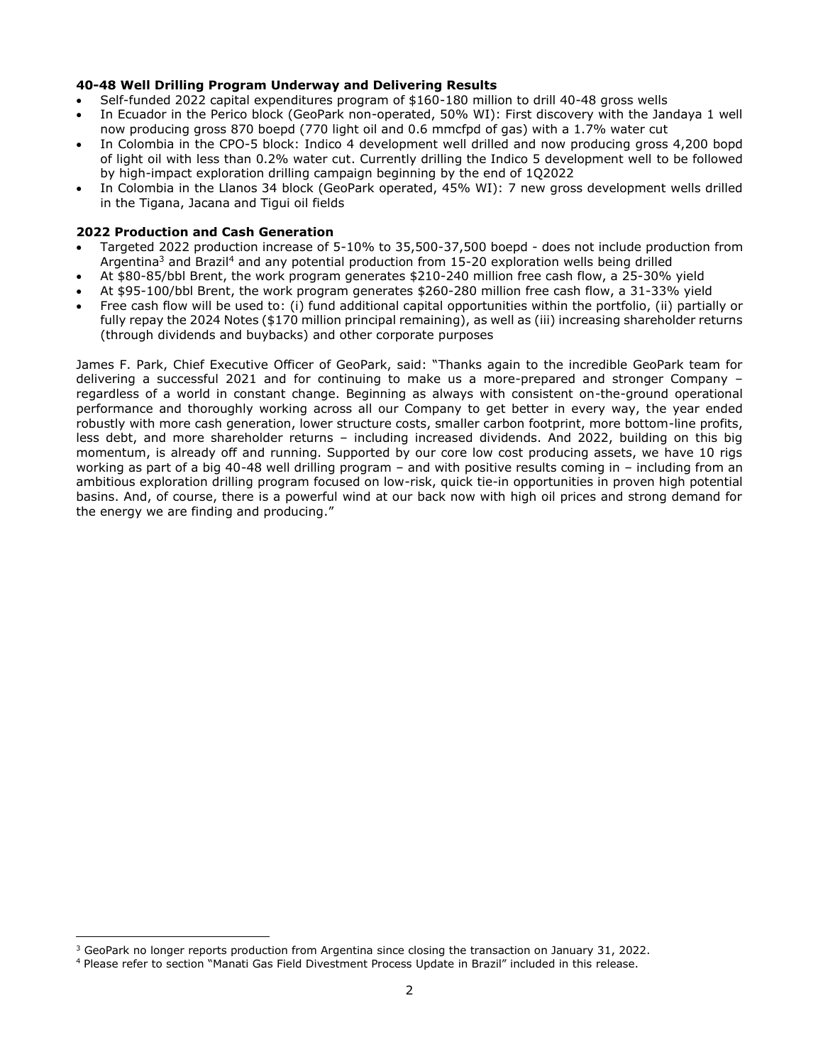**40-48 Well Drilling Program Underway and Delivering Results**

- Self-funded 2022 capital expenditures program of $160-180 million to drill 40-48 gross wells
- In Ecuador in the Perico block (GeoPark non-operated, 50% WI): First discovery with the Jandaya 1 well now producing gross 870 boepd (770 light oil and 0.6 mmcfpd of gas) with a 1.7% water cut
- In Colombia in the CPO-5 block: Indico 4 development well drilled and now producing gross 4,200 bopd of light oil with less than 0.2% water cut. Currently drilling the Indico 5 development well to be followed by high-impact exploration drilling campaign beginning by the end of 1Q2022
- In Colombia in the Llanos 34 block (GeoPark operated, 45% WI): 7 new gross development wells drilled in the Tigana, Jacana and Tigui oil fields

**2022 Production and Cash Generation**

- Targeted 2022 production increase of 5-10% to 35,500-37,500 boepd - does not include production from Argentina[3] and Brazil[4] and any potential production from 15-20 exploration wells being drilled
- At $80-85/bbl Brent, the work program generates $210-240 million free cash flow, a 25-30% yield
- At $95-100/bbl Brent, the work program generates $260-280 million free cash flow, a 31-33% yield
- Free cash flow will be used to: (i) fund additional capital opportunities within the portfolio, (ii) partially or fully repay the 2024 Notes ($170 million principal remaining), as well as (iii) increasing shareholder returns (through dividends and buybacks) and other corporate purposes

James F. Park, Chief Executive Officer of GeoPark, said: "Thanks again to the incredible GeoPark team for delivering a successful 2021 and for continuing to make us a more-prepared and stronger Company – regardless of a world in constant change. Beginning as always with consistent on-the-ground operational performance and thoroughly working across all our Company to get better in every way, the year ended robustly with more cash generation, lower structure costs, smaller carbon footprint, more bottom-line profits, less debt, and more shareholder returns – including increased dividends. And 2022, building on this big momentum, is already off and running. Supported by our core low cost producing assets, we have 10 rigs working as part of a big 40-48 well drilling program – and with positive results coming in – including from an ambitious exploration drilling program focused on low-risk, quick tie-in opportunities in proven high potential basins. And, of course, there is a powerful wind at our back now with high oil prices and strong demand for the energy we are finding and producing."

---

[3] GeoPark no longer reports production from Argentina since closing the transaction on January 31, 2022.

[4] Please refer to section "Manati Gas Field Divestment Process Update in Brazil" included in this release.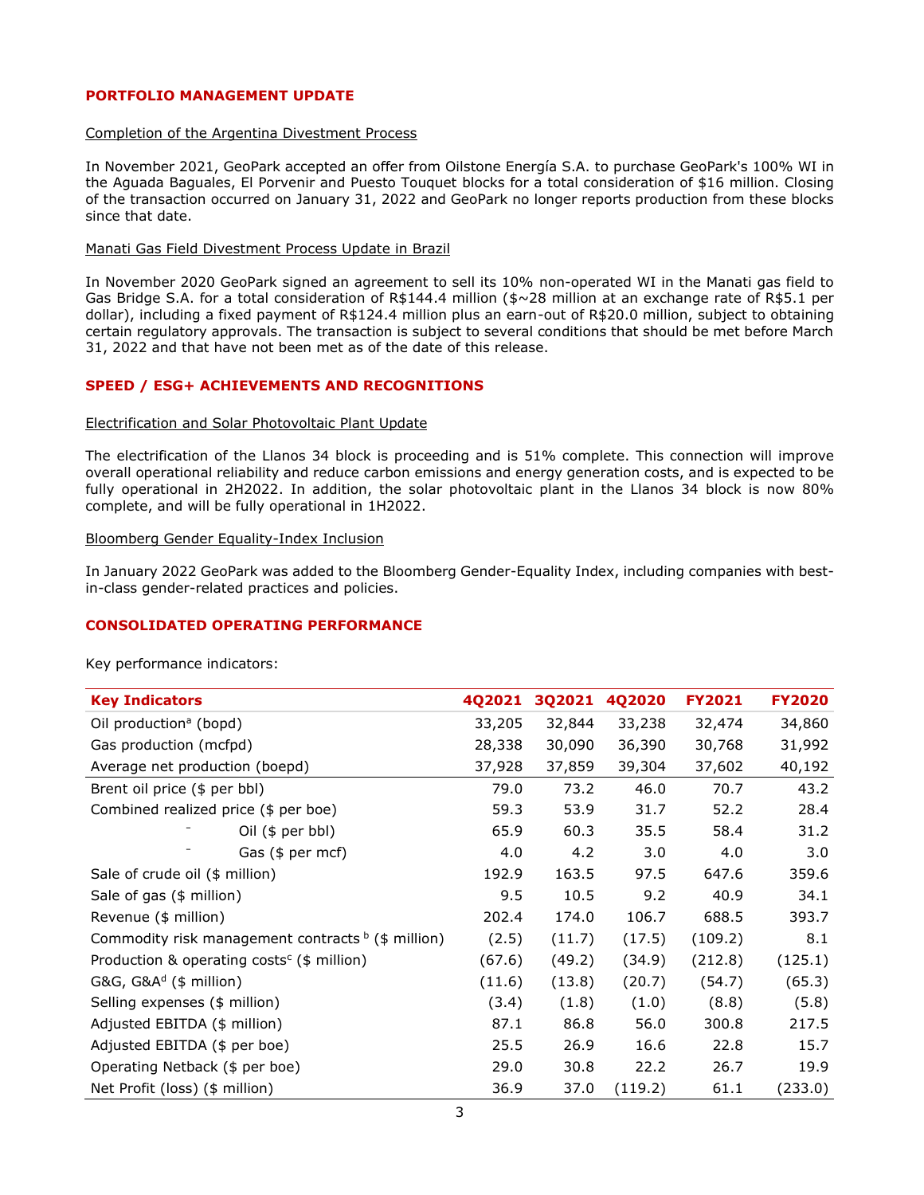## PORTFOLIO MANAGEMENT UPDATE

Completion of the Argentina Divestment Process

In November 2021, GeoPark accepted an offer from Oilstone Energía S.A. to purchase GeoPark's 100% WI in the Aguada Baguales, El Porvenir and Puesto Touquet blocks for a total consideration of $16 million. Closing of the transaction occurred on January 31, 2022 and GeoPark no longer reports production from these blocks since that date.

Manati Gas Field Divestment Process Update in Brazil

In November 2020 GeoPark signed an agreement to sell its 10% non-operated WI in the Manati gas field to Gas Bridge S.A. for a total consideration of R$144.4 million ($~28 million at an exchange rate of R$5.1 per dollar), including a fixed payment of R$124.4 million plus an earn-out of R$20.0 million, subject to obtaining certain regulatory approvals. The transaction is subject to several conditions that should be met before March 31, 2022 and that have not been met as of the date of this release.

## SPEED / ESG+ ACHIEVEMENTS AND RECOGNITIONS

Electrification and Solar Photovoltaic Plant Update

The electrification of the Llanos 34 block is proceeding and is 51% complete. This connection will improve overall operational reliability and reduce carbon emissions and energy generation costs, and is expected to be fully operational in 2H2022. In addition, the solar photovoltaic plant in the Llanos 34 block is now 80% complete, and will be fully operational in 1H2022.

Bloomberg Gender Equality-Index Inclusion

In January 2022 GeoPark was added to the Bloomberg Gender-Equality Index, including companies with best-in-class gender-related practices and policies.

## CONSOLIDATED OPERATING PERFORMANCE

Key performance indicators:

| Key Indicators | 4Q2021 | 3Q2021 | 4Q2020 | FY2021 | FY2020 |
|---|---|---|---|---|---|
| Oil production[a] (bopd) | 33,205 | 32,844 | 33,238 | 32,474 | 34,860 |
| Gas production (mcfpd) | 28,338 | 30,090 | 36,390 | 30,768 | 31,992 |
| Average net production (boepd) | 37,928 | 37,859 | 39,304 | 37,602 | 40,192 |
| Brent oil price ($ per bbl) | 79.0 | 73.2 | 46.0 | 70.7 | 43.2 |
| Combined realized price ($ per boe) | 59.3 | 53.9 | 31.7 | 52.2 | 28.4 |
| - Oil ($ per bbl) | 65.9 | 60.3 | 35.5 | 58.4 | 31.2 |
| - Gas ($ per mcf) | 4.0 | 4.2 | 3.0 | 4.0 | 3.0 |
| Sale of crude oil ($ million) | 192.9 | 163.5 | 97.5 | 647.6 | 359.6 |
| Sale of gas ($ million) | 9.5 | 10.5 | 9.2 | 40.9 | 34.1 |
| Revenue ($ million) | 202.4 | 174.0 | 106.7 | 688.5 | 393.7 |
| Commodity risk management contracts [b] ($ million) | (2.5) | (11.7) | (17.5) | (109.2) | 8.1 |
| Production & operating costs[c] ($ million) | (67.6) | (49.2) | (34.9) | (212.8) | (125.1) |
| G&G, G&A[d] ($ million) | (11.6) | (13.8) | (20.7) | (54.7) | (65.3) |
| Selling expenses ($ million) | (3.4) | (1.8) | (1.0) | (8.8) | (5.8) |
| Adjusted EBITDA ($ million) | 87.1 | 86.8 | 56.0 | 300.8 | 217.5 |
| Adjusted EBITDA ($ per boe) | 25.5 | 26.9 | 16.6 | 22.8 | 15.7 |
| Operating Netback ($ per boe) | 29.0 | 30.8 | 22.2 | 26.7 | 19.9 |
| Net Profit (loss) ($ million) | 36.9 | 37.0 | (119.2) | 61.1 | (233.0) |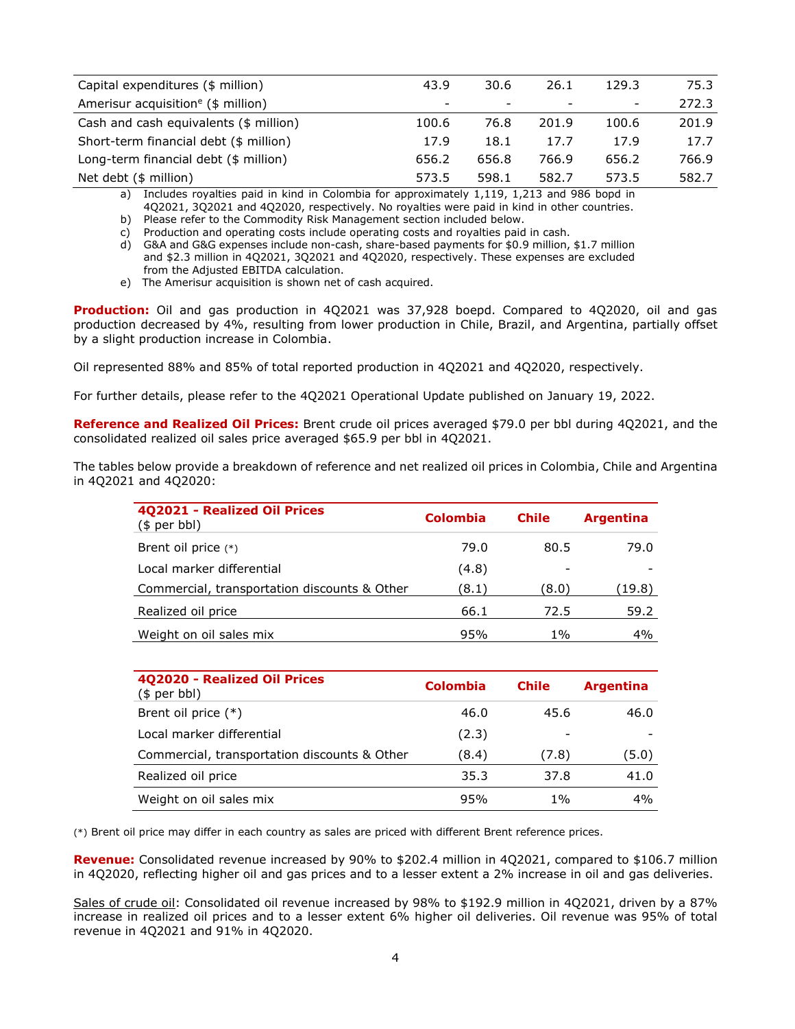| | | | | | |
|---|---|---|---|---|---|
| Capital expenditures ($ million) | 43.9 | 30.6 | 26.1 | 129.3 | 75.3 |
| Amerisur acquisition[e] ($ million) | - | - | - | - | 272.3 |
| Cash and cash equivalents ($ million) | 100.6 | 76.8 | 201.9 | 100.6 | 201.9 |
| Short-term financial debt ($ million) | 17.9 | 18.1 | 17.7 | 17.9 | 17.7 |
| Long-term financial debt ($ million) | 656.2 | 656.8 | 766.9 | 656.2 | 766.9 |
| Net debt ($ million) | 573.5 | 598.1 | 582.7 | 573.5 | 582.7 |

a) Includes royalties paid in kind in Colombia for approximately 1,119, 1,213 and 986 bopd in 4Q2021, 3Q2021 and 4Q2020, respectively. No royalties were paid in kind in other countries.
b) Please refer to the Commodity Risk Management section included below.
c) Production and operating costs include operating costs and royalties paid in cash.
d) G&A and G&G expenses include non-cash, share-based payments for $0.9 million, $1.7 million and $2.3 million in 4Q2021, 3Q2021 and 4Q2020, respectively. These expenses are excluded from the Adjusted EBITDA calculation.
e) The Amerisur acquisition is shown net of cash acquired.

**Production:** Oil and gas production in 4Q2021 was 37,928 boepd. Compared to 4Q2020, oil and gas production decreased by 4%, resulting from lower production in Chile, Brazil, and Argentina, partially offset by a slight production increase in Colombia.

Oil represented 88% and 85% of total reported production in 4Q2021 and 4Q2020, respectively.

For further details, please refer to the 4Q2021 Operational Update published on January 19, 2022.

**Reference and Realized Oil Prices:** Brent crude oil prices averaged $79.0 per bbl during 4Q2021, and the consolidated realized oil sales price averaged $65.9 per bbl in 4Q2021.

The tables below provide a breakdown of reference and net realized oil prices in Colombia, Chile and Argentina in 4Q2021 and 4Q2020:

| **4Q2021 - Realized Oil Prices** ($ per bbl) | **Colombia** | **Chile** | **Argentina** |
|---|---|---|---|
| Brent oil price (*) | 79.0 | 80.5 | 79.0 |
| Local marker differential | (4.8) | - | - |
| Commercial, transportation discounts & Other | (8.1) | (8.0) | (19.8) |
| Realized oil price | 66.1 | 72.5 | 59.2 |
| Weight on oil sales mix | 95% | 1% | 4% |

| **4Q2020 - Realized Oil Prices** ($ per bbl) | **Colombia** | **Chile** | **Argentina** |
|---|---|---|---|
| Brent oil price (*) | 46.0 | 45.6 | 46.0 |
| Local marker differential | (2.3) | - | - |
| Commercial, transportation discounts & Other | (8.4) | (7.8) | (5.0) |
| Realized oil price | 35.3 | 37.8 | 41.0 |
| Weight on oil sales mix | 95% | 1% | 4% |

(*) Brent oil price may differ in each country as sales are priced with different Brent reference prices.

**Revenue:** Consolidated revenue increased by 90% to $202.4 million in 4Q2021, compared to $106.7 million in 4Q2020, reflecting higher oil and gas prices and to a lesser extent a 2% increase in oil and gas deliveries.

Sales of crude oil: Consolidated oil revenue increased by 98% to $192.9 million in 4Q2021, driven by a 87% increase in realized oil prices and to a lesser extent 6% higher oil deliveries. Oil revenue was 95% of total revenue in 4Q2021 and 91% in 4Q2020.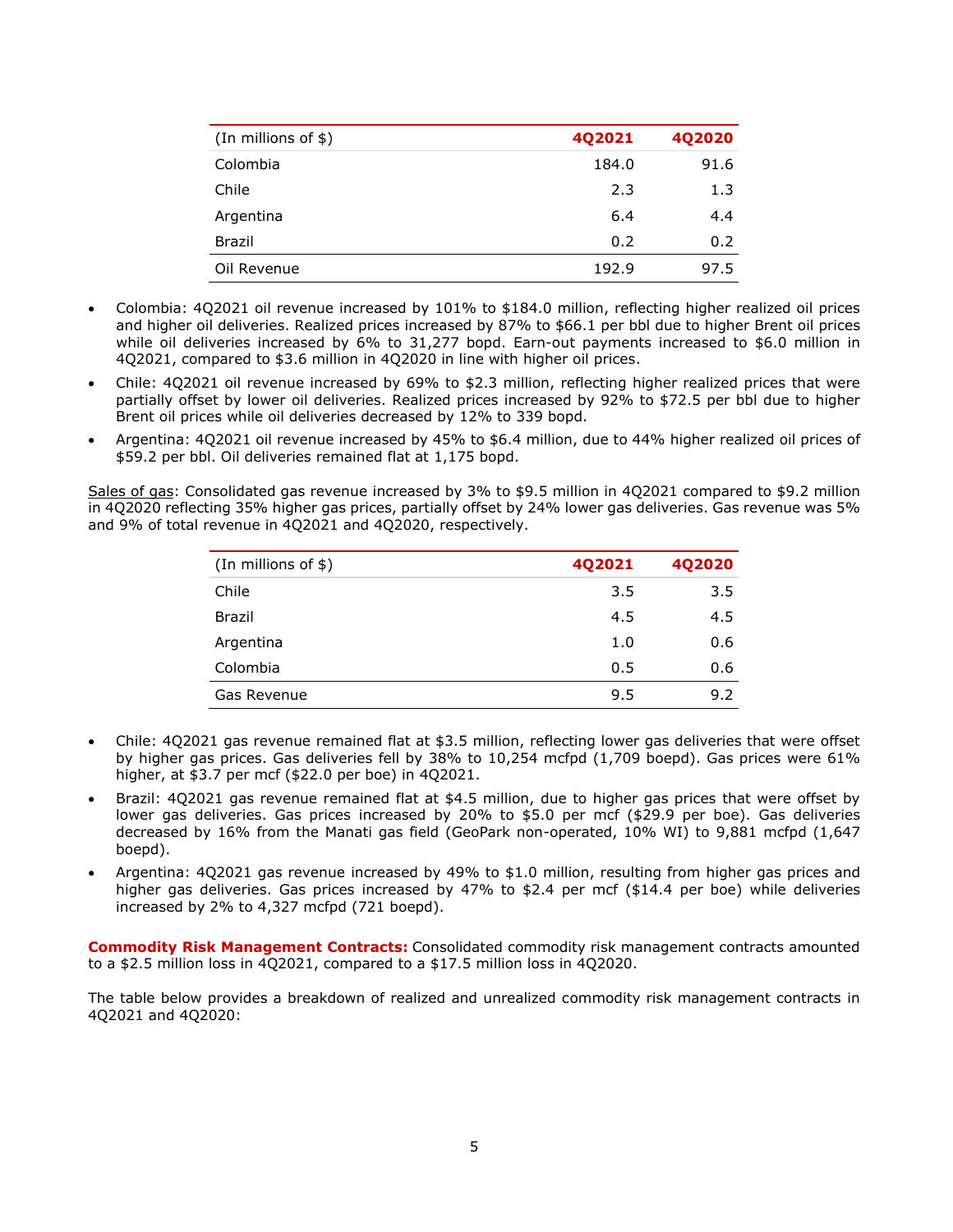| (In millions of $) | 4Q2021 | 4Q2020 |
|---|---|---|
| Colombia | 184.0 | 91.6 |
| Chile | 2.3 | 1.3 |
| Argentina | 6.4 | 4.4 |
| Brazil | 0.2 | 0.2 |
| Oil Revenue | 192.9 | 97.5 |

- Colombia: 4Q2021 oil revenue increased by 101% to $184.0 million, reflecting higher realized oil prices and higher oil deliveries. Realized prices increased by 87% to $66.1 per bbl due to higher Brent oil prices while oil deliveries increased by 6% to 31,277 bopd. Earn-out payments increased to $6.0 million in 4Q2021, compared to $3.6 million in 4Q2020 in line with higher oil prices.
- Chile: 4Q2021 oil revenue increased by 69% to $2.3 million, reflecting higher realized prices that were partially offset by lower oil deliveries. Realized prices increased by 92% to $72.5 per bbl due to higher Brent oil prices while oil deliveries decreased by 12% to 339 bopd.
- Argentina: 4Q2021 oil revenue increased by 45% to $6.4 million, due to 44% higher realized oil prices of $59.2 per bbl. Oil deliveries remained flat at 1,175 bopd.

Sales of gas: Consolidated gas revenue increased by 3% to $9.5 million in 4Q2021 compared to $9.2 million in 4Q2020 reflecting 35% higher gas prices, partially offset by 24% lower gas deliveries. Gas revenue was 5% and 9% of total revenue in 4Q2021 and 4Q2020, respectively.

| (In millions of $) | 4Q2021 | 4Q2020 |
|---|---|---|
| Chile | 3.5 | 3.5 |
| Brazil | 4.5 | 4.5 |
| Argentina | 1.0 | 0.6 |
| Colombia | 0.5 | 0.6 |
| Gas Revenue | 9.5 | 9.2 |

- Chile: 4Q2021 gas revenue remained flat at $3.5 million, reflecting lower gas deliveries that were offset by higher gas prices. Gas deliveries fell by 38% to 10,254 mcfpd (1,709 boepd). Gas prices were 61% higher, at $3.7 per mcf ($22.0 per boe) in 4Q2021.
- Brazil: 4Q2021 gas revenue remained flat at $4.5 million, due to higher gas prices that were offset by lower gas deliveries. Gas prices increased by 20% to $5.0 per mcf ($29.9 per boe). Gas deliveries decreased by 16% from the Manati gas field (GeoPark non-operated, 10% WI) to 9,881 mcfpd (1,647 boepd).
- Argentina: 4Q2021 gas revenue increased by 49% to $1.0 million, resulting from higher gas prices and higher gas deliveries. Gas prices increased by 47% to $2.4 per mcf ($14.4 per boe) while deliveries increased by 2% to 4,327 mcfpd (721 boepd).

**Commodity Risk Management Contracts:** Consolidated commodity risk management contracts amounted to a $2.5 million loss in 4Q2021, compared to a $17.5 million loss in 4Q2020.

The table below provides a breakdown of realized and unrealized commodity risk management contracts in 4Q2021 and 4Q2020: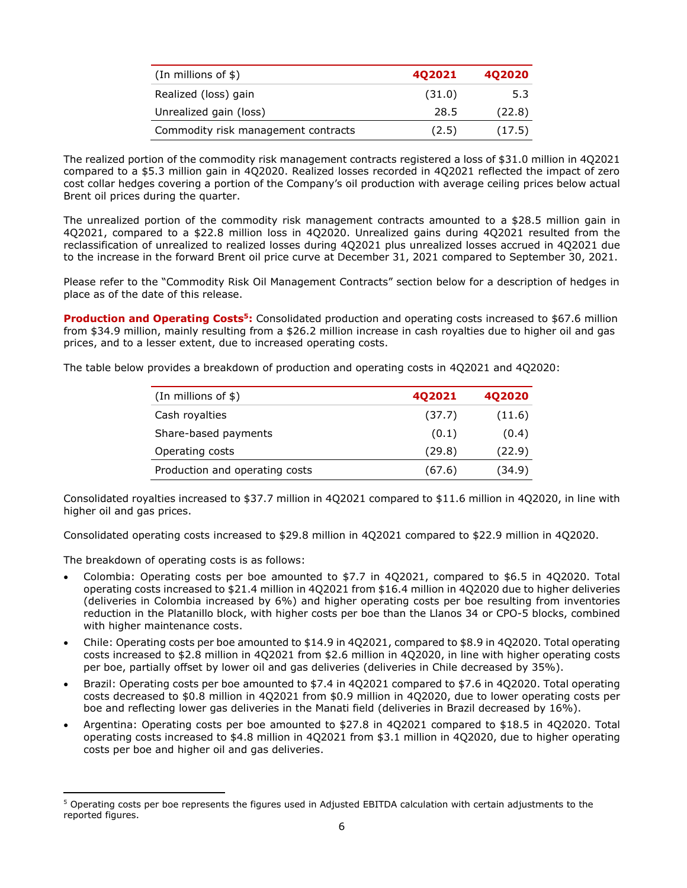| (In millions of $) | 4Q2021 | 4Q2020 |
|---|---|---|
| Realized (loss) gain | (31.0) | 5.3 |
| Unrealized gain (loss) | 28.5 | (22.8) |
| Commodity risk management contracts | (2.5) | (17.5) |

The realized portion of the commodity risk management contracts registered a loss of $31.0 million in 4Q2021 compared to a $5.3 million gain in 4Q2020. Realized losses recorded in 4Q2021 reflected the impact of zero cost collar hedges covering a portion of the Company's oil production with average ceiling prices below actual Brent oil prices during the quarter.

The unrealized portion of the commodity risk management contracts amounted to a $28.5 million gain in 4Q2021, compared to a $22.8 million loss in 4Q2020. Unrealized gains during 4Q2021 resulted from the reclassification of unrealized to realized losses during 4Q2021 plus unrealized losses accrued in 4Q2021 due to the increase in the forward Brent oil price curve at December 31, 2021 compared to September 30, 2021.

Please refer to the "Commodity Risk Oil Management Contracts" section below for a description of hedges in place as of the date of this release.

**Production and Operating Costs[5]:** Consolidated production and operating costs increased to $67.6 million from $34.9 million, mainly resulting from a $26.2 million increase in cash royalties due to higher oil and gas prices, and to a lesser extent, due to increased operating costs.

The table below provides a breakdown of production and operating costs in 4Q2021 and 4Q2020:

| (In millions of $) | 4Q2021 | 4Q2020 |
|---|---|---|
| Cash royalties | (37.7) | (11.6) |
| Share-based payments | (0.1) | (0.4) |
| Operating costs | (29.8) | (22.9) |
| Production and operating costs | (67.6) | (34.9) |

Consolidated royalties increased to $37.7 million in 4Q2021 compared to $11.6 million in 4Q2020, in line with higher oil and gas prices.

Consolidated operating costs increased to $29.8 million in 4Q2021 compared to $22.9 million in 4Q2020.

The breakdown of operating costs is as follows:

- Colombia: Operating costs per boe amounted to $7.7 in 4Q2021, compared to $6.5 in 4Q2020. Total operating costs increased to $21.4 million in 4Q2021 from $16.4 million in 4Q2020 due to higher deliveries (deliveries in Colombia increased by 6%) and higher operating costs per boe resulting from inventories reduction in the Platanillo block, with higher costs per boe than the Llanos 34 or CPO-5 blocks, combined with higher maintenance costs.
- Chile: Operating costs per boe amounted to $14.9 in 4Q2021, compared to $8.9 in 4Q2020. Total operating costs increased to $2.8 million in 4Q2021 from $2.6 million in 4Q2020, in line with higher operating costs per boe, partially offset by lower oil and gas deliveries (deliveries in Chile decreased by 35%).
- Brazil: Operating costs per boe amounted to $7.4 in 4Q2021 compared to $7.6 in 4Q2020. Total operating costs decreased to $0.8 million in 4Q2021 from $0.9 million in 4Q2020, due to lower operating costs per boe and reflecting lower gas deliveries in the Manati field (deliveries in Brazil decreased by 16%).
- Argentina: Operating costs per boe amounted to $27.8 in 4Q2021 compared to $18.5 in 4Q2020. Total operating costs increased to $4.8 million in 4Q2021 from $3.1 million in 4Q2020, due to higher operating costs per boe and higher oil and gas deliveries.

---

[5] Operating costs per boe represents the figures used in Adjusted EBITDA calculation with certain adjustments to the reported figures.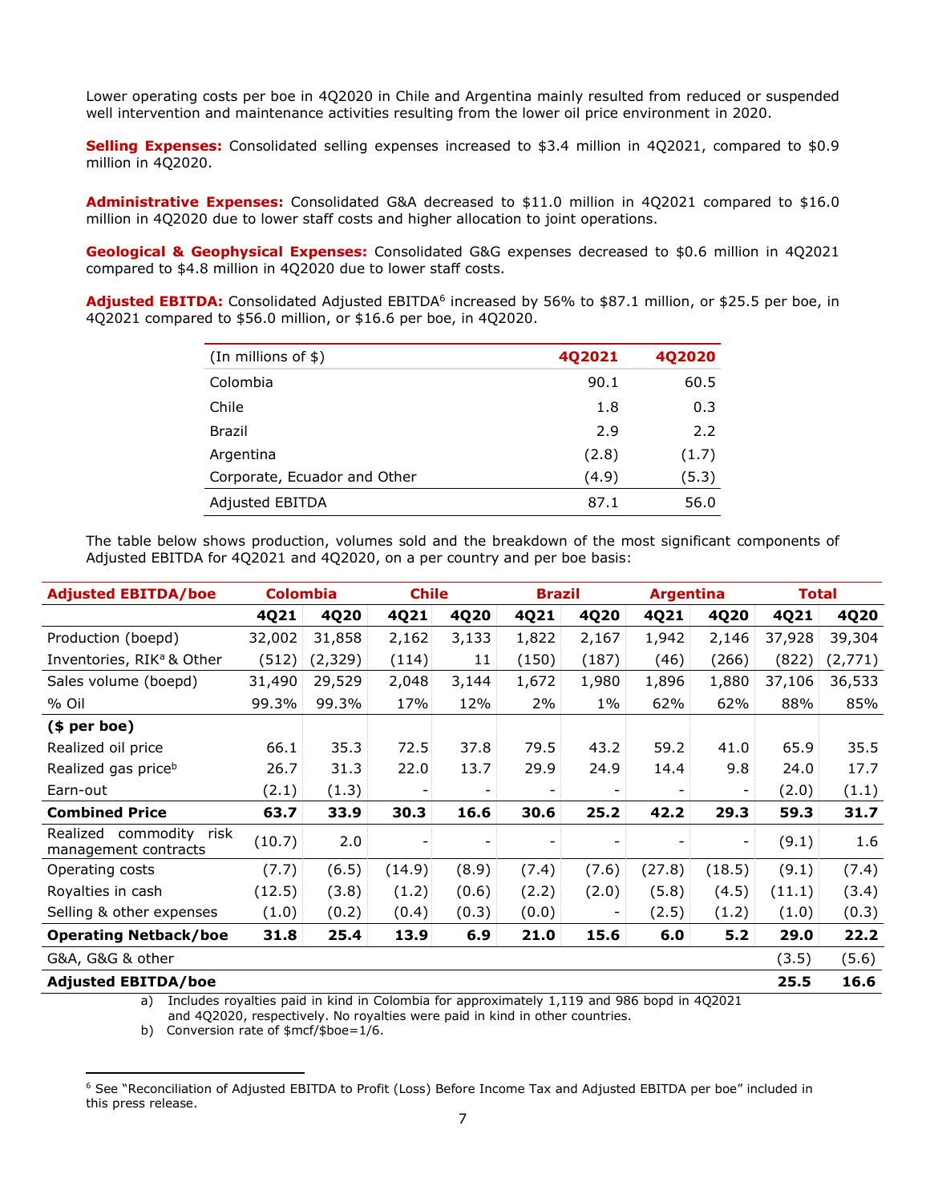Lower operating costs per boe in 4Q2020 in Chile and Argentina mainly resulted from reduced or suspended well intervention and maintenance activities resulting from the lower oil price environment in 2020.

**Selling Expenses:** Consolidated selling expenses increased to $3.4 million in 4Q2021, compared to $0.9 million in 4Q2020.

**Administrative Expenses:** Consolidated G&A decreased to $11.0 million in 4Q2021 compared to $16.0 million in 4Q2020 due to lower staff costs and higher allocation to joint operations.

**Geological & Geophysical Expenses:** Consolidated G&G expenses decreased to $0.6 million in 4Q2021 compared to $4.8 million in 4Q2020 due to lower staff costs.

**Adjusted EBITDA:** Consolidated Adjusted EBITDA[6] increased by 56% to $87.1 million, or $25.5 per boe, in 4Q2021 compared to $56.0 million, or $16.6 per boe, in 4Q2020.

| (In millions of $) | 4Q2021 | 4Q2020 |
|---|---|---|
| Colombia | 90.1 | 60.5 |
| Chile | 1.8 | 0.3 |
| Brazil | 2.9 | 2.2 |
| Argentina | (2.8) | (1.7) |
| Corporate, Ecuador and Other | (4.9) | (5.3) |
| Adjusted EBITDA | 87.1 | 56.0 |

The table below shows production, volumes sold and the breakdown of the most significant components of Adjusted EBITDA for 4Q2021 and 4Q2020, on a per country and per boe basis:

| Adjusted EBITDA/boe | Colombia | | Chile | | Brazil | | Argentina | | Total | |
|---|---|---|---|---|---|---|---|---|---|---|
| | 4Q21 | 4Q20 | 4Q21 | 4Q20 | 4Q21 | 4Q20 | 4Q21 | 4Q20 | 4Q21 | 4Q20 |
| Production (boepd) | 32,002 | 31,858 | 2,162 | 3,133 | 1,822 | 2,167 | 1,942 | 2,146 | 37,928 | 39,304 |
| Inventories, RIK[a] & Other | (512) | (2,329) | (114) | 11 | (150) | (187) | (46) | (266) | (822) | (2,771) |
| Sales volume (boepd) | 31,490 | 29,529 | 2,048 | 3,144 | 1,672 | 1,980 | 1,896 | 1,880 | 37,106 | 36,533 |
| % Oil | 99.3% | 99.3% | 17% | 12% | 2% | 1% | 62% | 62% | 88% | 85% |
| **($ per boe)** | | | | | | | | | | |
| Realized oil price | 66.1 | 35.3 | 72.5 | 37.8 | 79.5 | 43.2 | 59.2 | 41.0 | 65.9 | 35.5 |
| Realized gas price[b] | 26.7 | 31.3 | 22.0 | 13.7 | 29.9 | 24.9 | 14.4 | 9.8 | 24.0 | 17.7 |
| Earn-out | (2.1) | (1.3) | - | - | - | - | - | - | (2.0) | (1.1) |
| **Combined Price** | **63.7** | **33.9** | **30.3** | **16.6** | **30.6** | **25.2** | **42.2** | **29.3** | **59.3** | **31.7** |
| Realized commodity risk management contracts | (10.7) | 2.0 | - | - | - | - | - | - | (9.1) | 1.6 |
| Operating costs | (7.7) | (6.5) | (14.9) | (8.9) | (7.4) | (7.6) | (27.8) | (18.5) | (9.1) | (7.4) |
| Royalties in cash | (12.5) | (3.8) | (1.2) | (0.6) | (2.2) | (2.0) | (5.8) | (4.5) | (11.1) | (3.4) |
| Selling & other expenses | (1.0) | (0.2) | (0.4) | (0.3) | (0.0) | - | (2.5) | (1.2) | (1.0) | (0.3) |
| **Operating Netback/boe** | **31.8** | **25.4** | **13.9** | **6.9** | **21.0** | **15.6** | **6.0** | **5.2** | **29.0** | **22.2** |
| G&A, G&G & other | | | | | | | | | (3.5) | (5.6) |
| **Adjusted EBITDA/boe** | | | | | | | | | **25.5** | **16.6** |

a) Includes royalties paid in kind in Colombia for approximately 1,119 and 986 bopd in 4Q2021 and 4Q2020, respectively. No royalties were paid in kind in other countries.

b) Conversion rate of $mcf/$boe=1/6.

[6] See "Reconciliation of Adjusted EBITDA to Profit (Loss) Before Income Tax and Adjusted EBITDA per boe" included in this press release.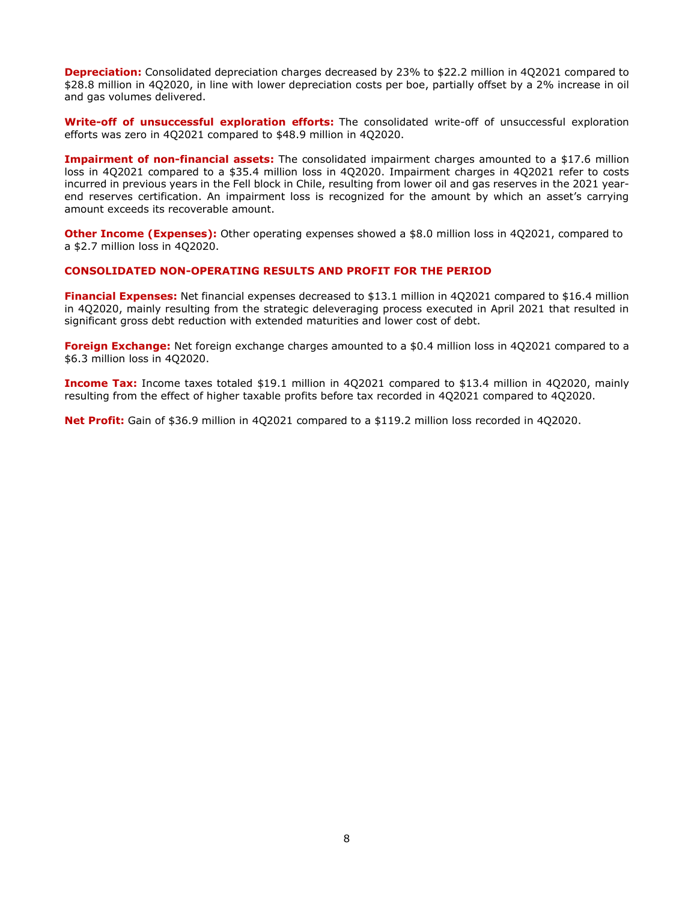**Depreciation:** Consolidated depreciation charges decreased by 23% to \$22.2 million in 4Q2021 compared to \$28.8 million in 4Q2020, in line with lower depreciation costs per boe, partially offset by a 2% increase in oil and gas volumes delivered.

**Write-off of unsuccessful exploration efforts:** The consolidated write-off of unsuccessful exploration efforts was zero in 4Q2021 compared to \$48.9 million in 4Q2020.

**Impairment of non-financial assets:** The consolidated impairment charges amounted to a \$17.6 million loss in 4Q2021 compared to a \$35.4 million loss in 4Q2020. Impairment charges in 4Q2021 refer to costs incurred in previous years in the Fell block in Chile, resulting from lower oil and gas reserves in the 2021 year-end reserves certification. An impairment loss is recognized for the amount by which an asset's carrying amount exceeds its recoverable amount.

**Other Income (Expenses):** Other operating expenses showed a \$8.0 million loss in 4Q2021, compared to a \$2.7 million loss in 4Q2020.

## CONSOLIDATED NON-OPERATING RESULTS AND PROFIT FOR THE PERIOD

**Financial Expenses:** Net financial expenses decreased to \$13.1 million in 4Q2021 compared to \$16.4 million in 4Q2020, mainly resulting from the strategic deleveraging process executed in April 2021 that resulted in significant gross debt reduction with extended maturities and lower cost of debt.

**Foreign Exchange:** Net foreign exchange charges amounted to a \$0.4 million loss in 4Q2021 compared to a \$6.3 million loss in 4Q2020.

**Income Tax:** Income taxes totaled \$19.1 million in 4Q2021 compared to \$13.4 million in 4Q2020, mainly resulting from the effect of higher taxable profits before tax recorded in 4Q2021 compared to 4Q2020.

**Net Profit:** Gain of \$36.9 million in 4Q2021 compared to a \$119.2 million loss recorded in 4Q2020.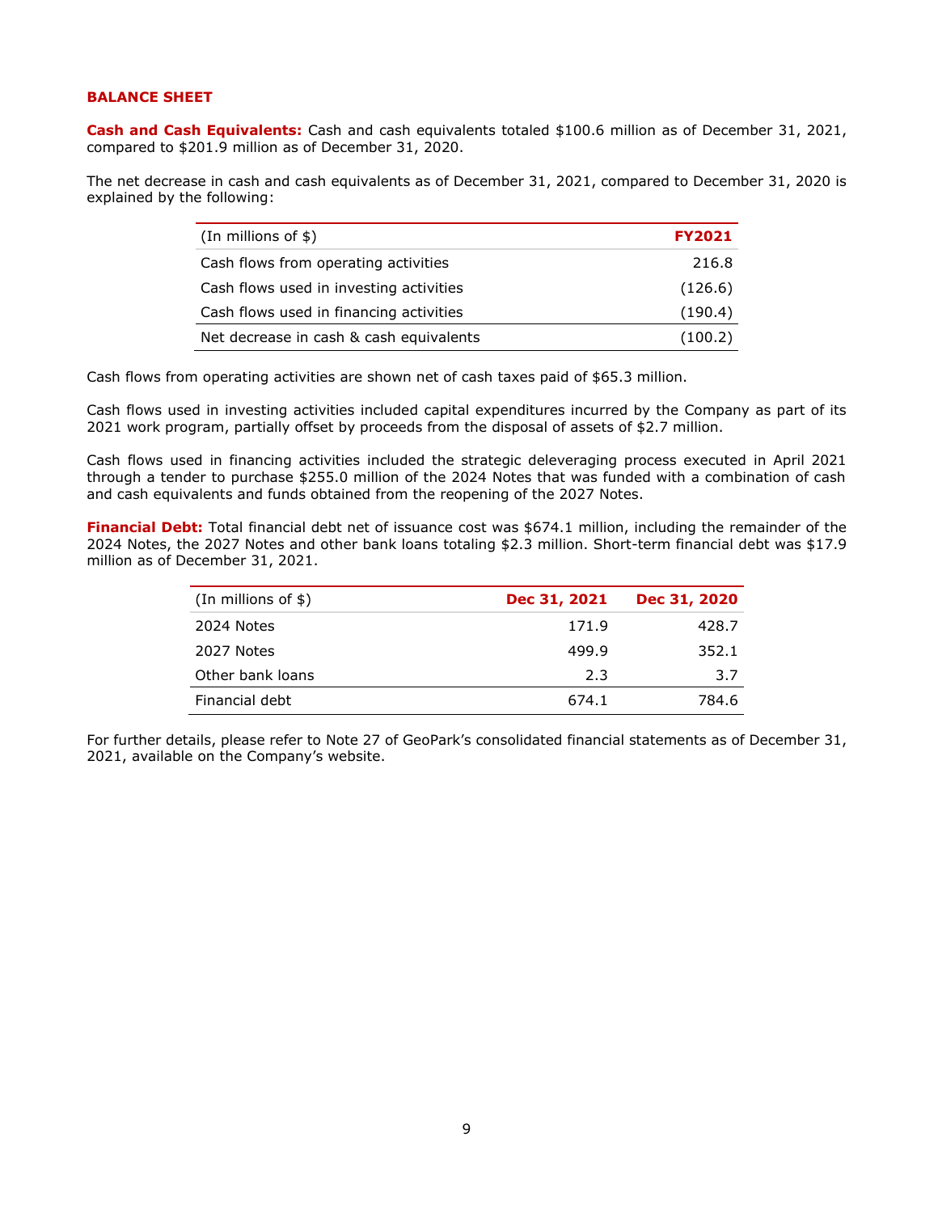## BALANCE SHEET

**Cash and Cash Equivalents:** Cash and cash equivalents totaled $100.6 million as of December 31, 2021, compared to $201.9 million as of December 31, 2020.

The net decrease in cash and cash equivalents as of December 31, 2021, compared to December 31, 2020 is explained by the following:

| (In millions of $) | FY2021 |
|---|---|
| Cash flows from operating activities | 216.8 |
| Cash flows used in investing activities | (126.6) |
| Cash flows used in financing activities | (190.4) |
| Net decrease in cash & cash equivalents | (100.2) |

Cash flows from operating activities are shown net of cash taxes paid of $65.3 million.

Cash flows used in investing activities included capital expenditures incurred by the Company as part of its 2021 work program, partially offset by proceeds from the disposal of assets of $2.7 million.

Cash flows used in financing activities included the strategic deleveraging process executed in April 2021 through a tender to purchase $255.0 million of the 2024 Notes that was funded with a combination of cash and cash equivalents and funds obtained from the reopening of the 2027 Notes.

**Financial Debt:** Total financial debt net of issuance cost was $674.1 million, including the remainder of the 2024 Notes, the 2027 Notes and other bank loans totaling $2.3 million. Short-term financial debt was $17.9 million as of December 31, 2021.

| (In millions of $) | Dec 31, 2021 | Dec 31, 2020 |
|---|---|---|
| 2024 Notes | 171.9 | 428.7 |
| 2027 Notes | 499.9 | 352.1 |
| Other bank loans | 2.3 | 3.7 |
| Financial debt | 674.1 | 784.6 |

For further details, please refer to Note 27 of GeoPark's consolidated financial statements as of December 31, 2021, available on the Company's website.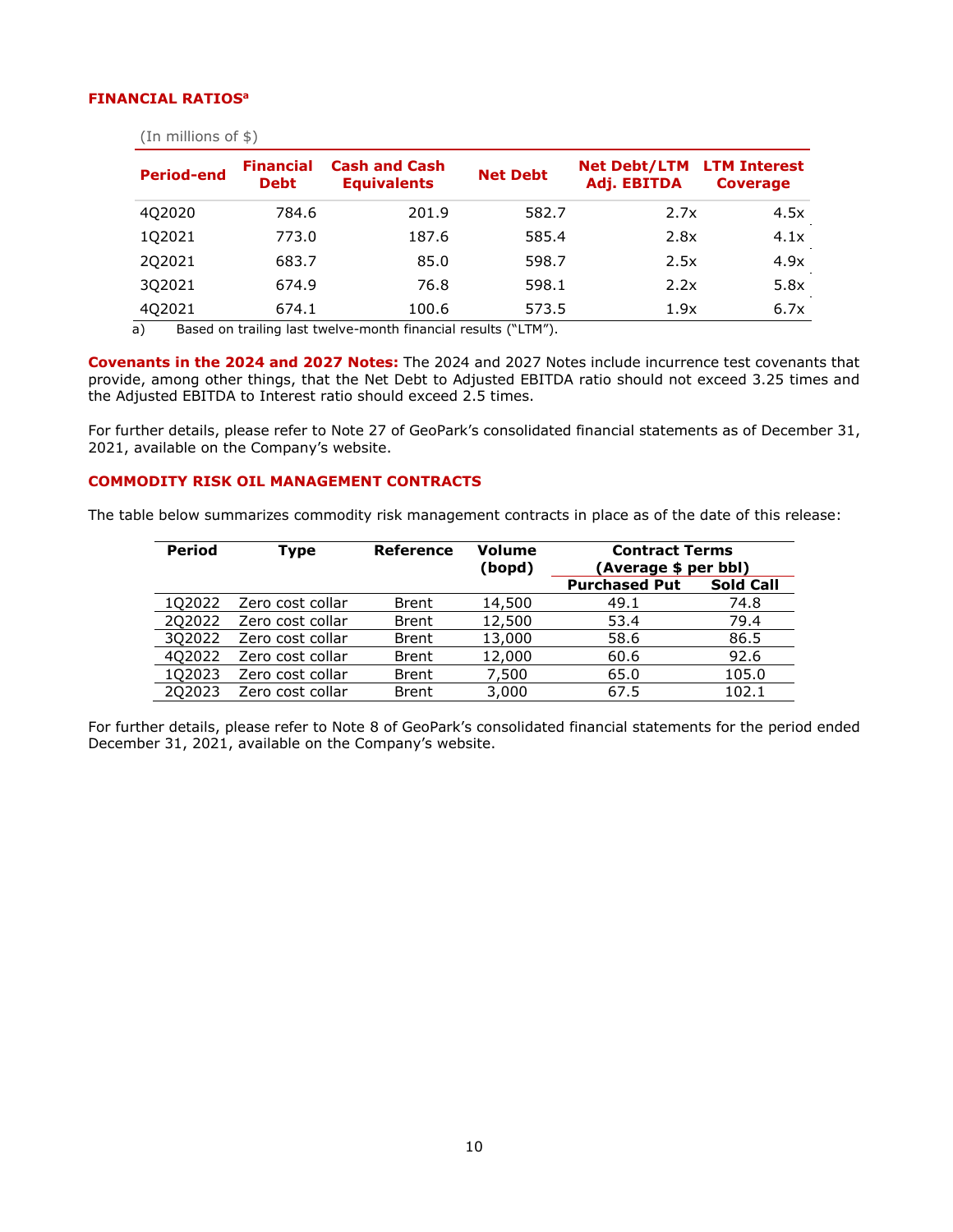## FINANCIAL RATIOS[a]

(In millions of $)

| Period-end | Financial Debt | Cash and Cash Equivalents | Net Debt | Net Debt/LTM Adj. EBITDA | LTM Interest Coverage |
|---|---|---|---|---|---|
| 4Q2020 | 784.6 | 201.9 | 582.7 | 2.7x | 4.5x |
| 1Q2021 | 773.0 | 187.6 | 585.4 | 2.8x | 4.1x |
| 2Q2021 | 683.7 | 85.0 | 598.7 | 2.5x | 4.9x |
| 3Q2021 | 674.9 | 76.8 | 598.1 | 2.2x | 5.8x |
| 4Q2021 | 674.1 | 100.6 | 573.5 | 1.9x | 6.7x |

a) Based on trailing last twelve-month financial results ("LTM").

**Covenants in the 2024 and 2027 Notes:** The 2024 and 2027 Notes include incurrence test covenants that provide, among other things, that the Net Debt to Adjusted EBITDA ratio should not exceed 3.25 times and the Adjusted EBITDA to Interest ratio should exceed 2.5 times.

For further details, please refer to Note 27 of GeoPark's consolidated financial statements as of December 31, 2021, available on the Company's website.

## COMMODITY RISK OIL MANAGEMENT CONTRACTS

The table below summarizes commodity risk management contracts in place as of the date of this release:

| Period | Type | Reference | Volume (bopd) | Contract Terms (Average $ per bbl) | |
|---|---|---|---|---|---|
| | | | | Purchased Put | Sold Call |
| 1Q2022 | Zero cost collar | Brent | 14,500 | 49.1 | 74.8 |
| 2Q2022 | Zero cost collar | Brent | 12,500 | 53.4 | 79.4 |
| 3Q2022 | Zero cost collar | Brent | 13,000 | 58.6 | 86.5 |
| 4Q2022 | Zero cost collar | Brent | 12,000 | 60.6 | 92.6 |
| 1Q2023 | Zero cost collar | Brent | 7,500 | 65.0 | 105.0 |
| 2Q2023 | Zero cost collar | Brent | 3,000 | 67.5 | 102.1 |

For further details, please refer to Note 8 of GeoPark's consolidated financial statements for the period ended December 31, 2021, available on the Company's website.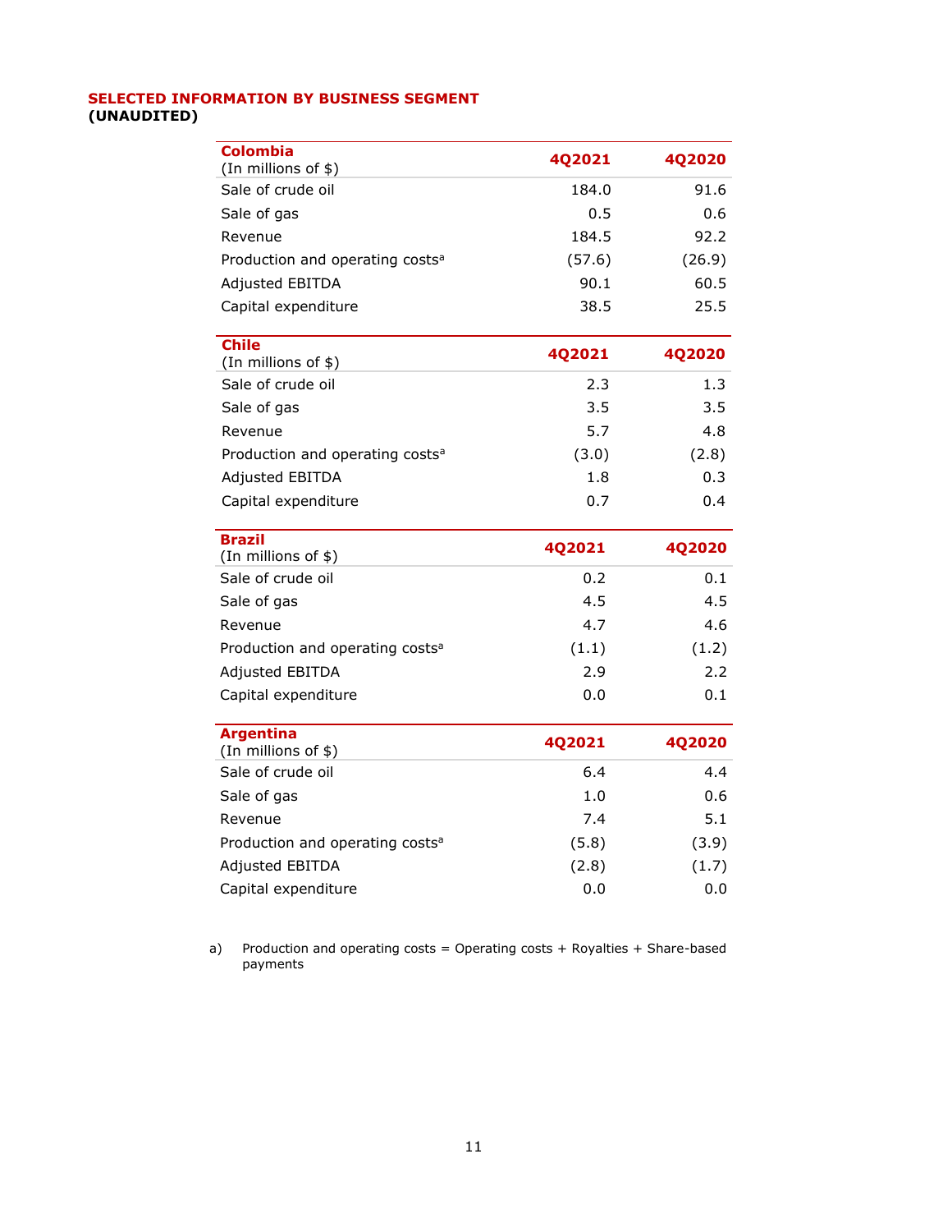## SELECTED INFORMATION BY BUSINESS SEGMENT
**(UNAUDITED)**

| **Colombia** (In millions of $) | **4Q2021** | **4Q2020** |
|---|---|---|
| Sale of crude oil | 184.0 | 91.6 |
| Sale of gas | 0.5 | 0.6 |
| Revenue | 184.5 | 92.2 |
| Production and operating costs[a] | (57.6) | (26.9) |
| Adjusted EBITDA | 90.1 | 60.5 |
| Capital expenditure | 38.5 | 25.5 |

| **Chile** (In millions of $) | **4Q2021** | **4Q2020** |
|---|---|---|
| Sale of crude oil | 2.3 | 1.3 |
| Sale of gas | 3.5 | 3.5 |
| Revenue | 5.7 | 4.8 |
| Production and operating costs[a] | (3.0) | (2.8) |
| Adjusted EBITDA | 1.8 | 0.3 |
| Capital expenditure | 0.7 | 0.4 |

| **Brazil** (In millions of $) | **4Q2021** | **4Q2020** |
|---|---|---|
| Sale of crude oil | 0.2 | 0.1 |
| Sale of gas | 4.5 | 4.5 |
| Revenue | 4.7 | 4.6 |
| Production and operating costs[a] | (1.1) | (1.2) |
| Adjusted EBITDA | 2.9 | 2.2 |
| Capital expenditure | 0.0 | 0.1 |

| **Argentina** (In millions of $) | **4Q2021** | **4Q2020** |
|---|---|---|
| Sale of crude oil | 6.4 | 4.4 |
| Sale of gas | 1.0 | 0.6 |
| Revenue | 7.4 | 5.1 |
| Production and operating costs[a] | (5.8) | (3.9) |
| Adjusted EBITDA | (2.8) | (1.7) |
| Capital expenditure | 0.0 | 0.0 |

a) Production and operating costs = Operating costs + Royalties + Share-based payments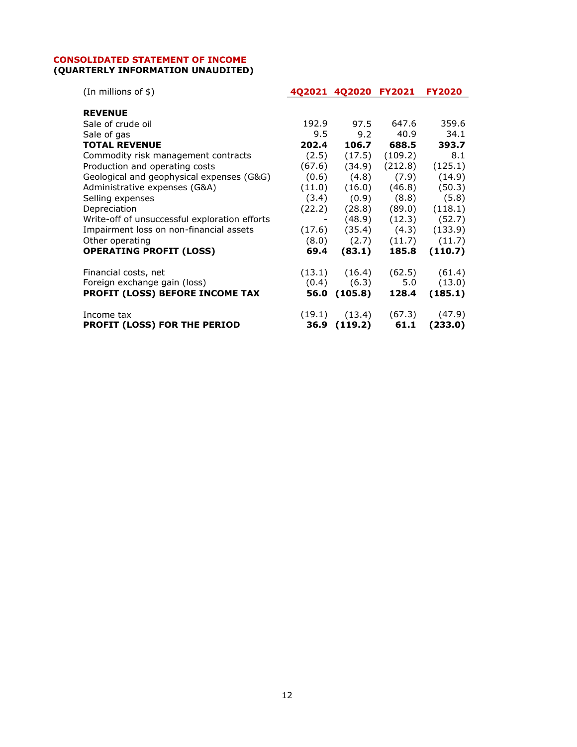## CONSOLIDATED STATEMENT OF INCOME
### (QUARTERLY INFORMATION UNAUDITED)

| (In millions of $) | 4Q2021 | 4Q2020 | FY2021 | FY2020 |
|---|---|---|---|---|
| **REVENUE** | | | | |
| Sale of crude oil | 192.9 | 97.5 | 647.6 | 359.6 |
| Sale of gas | 9.5 | 9.2 | 40.9 | 34.1 |
| **TOTAL REVENUE** | **202.4** | **106.7** | **688.5** | **393.7** |
| Commodity risk management contracts | (2.5) | (17.5) | (109.2) | 8.1 |
| Production and operating costs | (67.6) | (34.9) | (212.8) | (125.1) |
| Geological and geophysical expenses (G&G) | (0.6) | (4.8) | (7.9) | (14.9) |
| Administrative expenses (G&A) | (11.0) | (16.0) | (46.8) | (50.3) |
| Selling expenses | (3.4) | (0.9) | (8.8) | (5.8) |
| Depreciation | (22.2) | (28.8) | (89.0) | (118.1) |
| Write-off of unsuccessful exploration efforts | - | (48.9) | (12.3) | (52.7) |
| Impairment loss on non-financial assets | (17.6) | (35.4) | (4.3) | (133.9) |
| Other operating | (8.0) | (2.7) | (11.7) | (11.7) |
| **OPERATING PROFIT (LOSS)** | **69.4** | **(83.1)** | **185.8** | **(110.7)** |
| Financial costs, net | (13.1) | (16.4) | (62.5) | (61.4) |
| Foreign exchange gain (loss) | (0.4) | (6.3) | 5.0 | (13.0) |
| **PROFIT (LOSS) BEFORE INCOME TAX** | **56.0** | **(105.8)** | **128.4** | **(185.1)** |
| Income tax | (19.1) | (13.4) | (67.3) | (47.9) |
| **PROFIT (LOSS) FOR THE PERIOD** | **36.9** | **(119.2)** | **61.1** | **(233.0)** |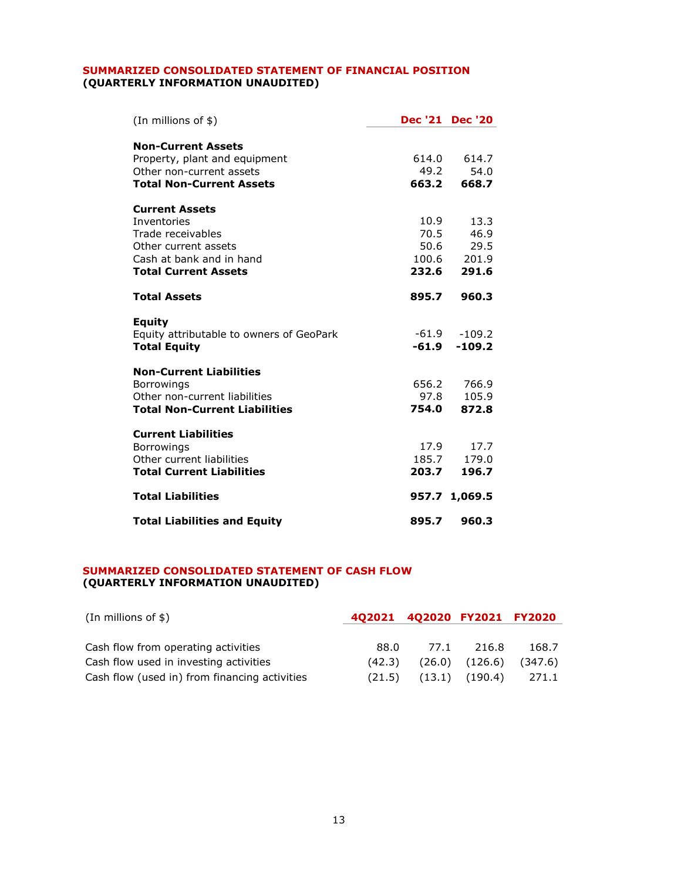## SUMMARIZED CONSOLIDATED STATEMENT OF FINANCIAL POSITION
**(QUARTERLY INFORMATION UNAUDITED)**

| (In millions of $) | Dec '21 | Dec '20 |
|---|---|---|
| **Non-Current Assets** | | |
| Property, plant and equipment | 614.0 | 614.7 |
| Other non-current assets | 49.2 | 54.0 |
| **Total Non-Current Assets** | **663.2** | **668.7** |
| **Current Assets** | | |
| Inventories | 10.9 | 13.3 |
| Trade receivables | 70.5 | 46.9 |
| Other current assets | 50.6 | 29.5 |
| Cash at bank and in hand | 100.6 | 201.9 |
| **Total Current Assets** | **232.6** | **291.6** |
| **Total Assets** | **895.7** | **960.3** |
| **Equity** | | |
| Equity attributable to owners of GeoPark | -61.9 | -109.2 |
| **Total Equity** | **-61.9** | **-109.2** |
| **Non-Current Liabilities** | | |
| Borrowings | 656.2 | 766.9 |
| Other non-current liabilities | 97.8 | 105.9 |
| **Total Non-Current Liabilities** | **754.0** | **872.8** |
| **Current Liabilities** | | |
| Borrowings | 17.9 | 17.7 |
| Other current liabilities | 185.7 | 179.0 |
| **Total Current Liabilities** | **203.7** | **196.7** |
| **Total Liabilities** | **957.7** | **1,069.5** |
| **Total Liabilities and Equity** | **895.7** | **960.3** |

## SUMMARIZED CONSOLIDATED STATEMENT OF CASH FLOW
**(QUARTERLY INFORMATION UNAUDITED)**

| (In millions of $) | 4Q2021 | 4Q2020 | FY2021 | FY2020 |
|---|---|---|---|---|
| Cash flow from operating activities | 88.0 | 77.1 | 216.8 | 168.7 |
| Cash flow used in investing activities | (42.3) | (26.0) | (126.6) | (347.6) |
| Cash flow (used in) from financing activities | (21.5) | (13.1) | (190.4) | 271.1 |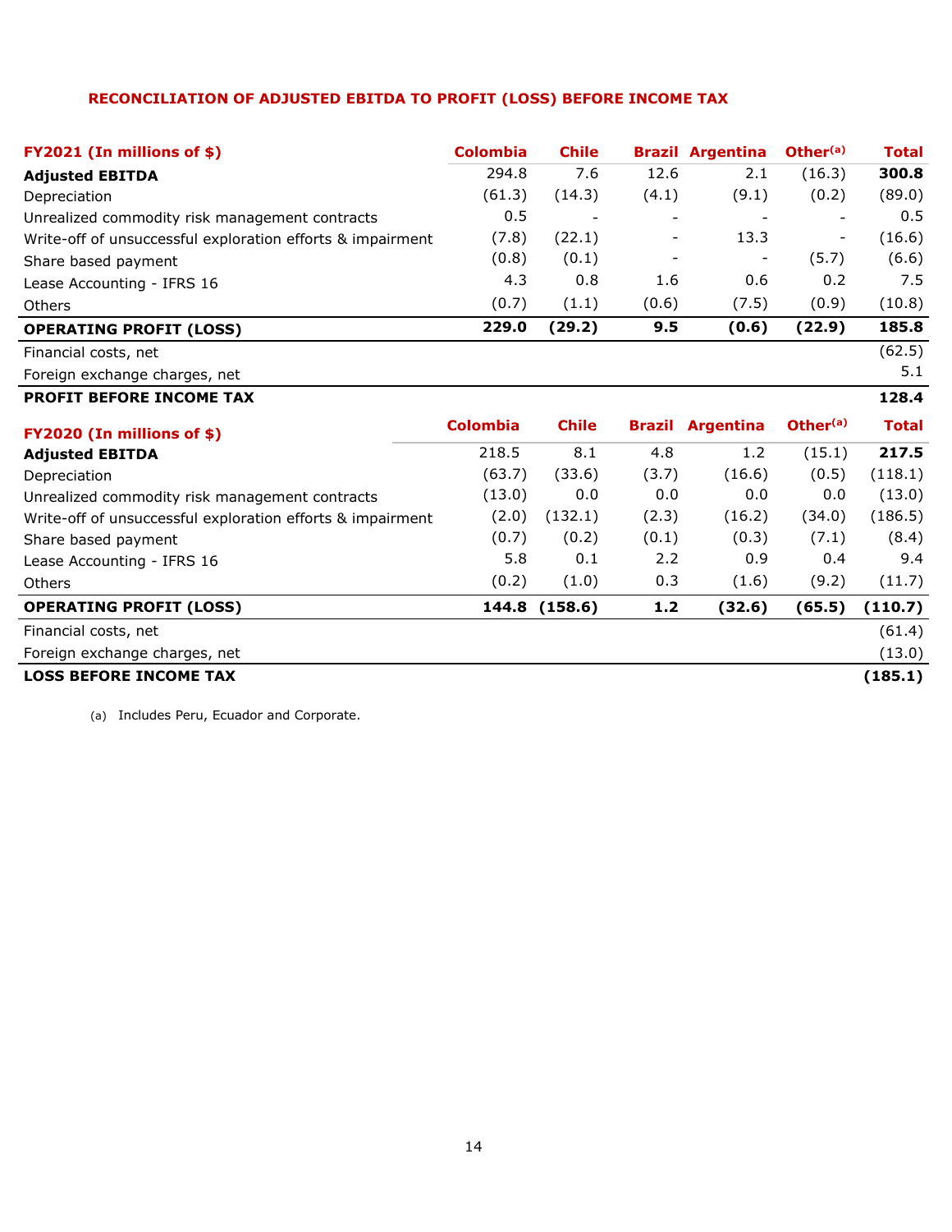## RECONCILIATION OF ADJUSTED EBITDA TO PROFIT (LOSS) BEFORE INCOME TAX

| FY2021 (In millions of $) | Colombia | Chile | Brazil | Argentina | Other[(a)] | Total |
|---|---|---|---|---|---|---|
| **Adjusted EBITDA** | 294.8 | 7.6 | 12.6 | 2.1 | (16.3) | **300.8** |
| Depreciation | (61.3) | (14.3) | (4.1) | (9.1) | (0.2) | (89.0) |
| Unrealized commodity risk management contracts | 0.5 | - | - | - | - | 0.5 |
| Write-off of unsuccessful exploration efforts & impairment | (7.8) | (22.1) | - | 13.3 | - | (16.6) |
| Share based payment | (0.8) | (0.1) | - | - | (5.7) | (6.6) |
| Lease Accounting - IFRS 16 | 4.3 | 0.8 | 1.6 | 0.6 | 0.2 | 7.5 |
| Others | (0.7) | (1.1) | (0.6) | (7.5) | (0.9) | (10.8) |
| **OPERATING PROFIT (LOSS)** | **229.0** | **(29.2)** | **9.5** | **(0.6)** | **(22.9)** | **185.8** |
| Financial costs, net | | | | | | (62.5) |
| Foreign exchange charges, net | | | | | | 5.1 |
| **PROFIT BEFORE INCOME TAX** | | | | | | **128.4** |

| FY2020 (In millions of $) | Colombia | Chile | Brazil | Argentina | Other[(a)] | Total |
|---|---|---|---|---|---|---|
| **Adjusted EBITDA** | 218.5 | 8.1 | 4.8 | 1.2 | (15.1) | **217.5** |
| Depreciation | (63.7) | (33.6) | (3.7) | (16.6) | (0.5) | (118.1) |
| Unrealized commodity risk management contracts | (13.0) | 0.0 | 0.0 | 0.0 | 0.0 | (13.0) |
| Write-off of unsuccessful exploration efforts & impairment | (2.0) | (132.1) | (2.3) | (16.2) | (34.0) | (186.5) |
| Share based payment | (0.7) | (0.2) | (0.1) | (0.3) | (7.1) | (8.4) |
| Lease Accounting - IFRS 16 | 5.8 | 0.1 | 2.2 | 0.9 | 0.4 | 9.4 |
| Others | (0.2) | (1.0) | 0.3 | (1.6) | (9.2) | (11.7) |
| **OPERATING PROFIT (LOSS)** | **144.8** | **(158.6)** | **1.2** | **(32.6)** | **(65.5)** | **(110.7)** |
| Financial costs, net | | | | | | (61.4) |
| Foreign exchange charges, net | | | | | | (13.0) |
| **LOSS BEFORE INCOME TAX** | | | | | | **(185.1)** |

(a) Includes Peru, Ecuador and Corporate.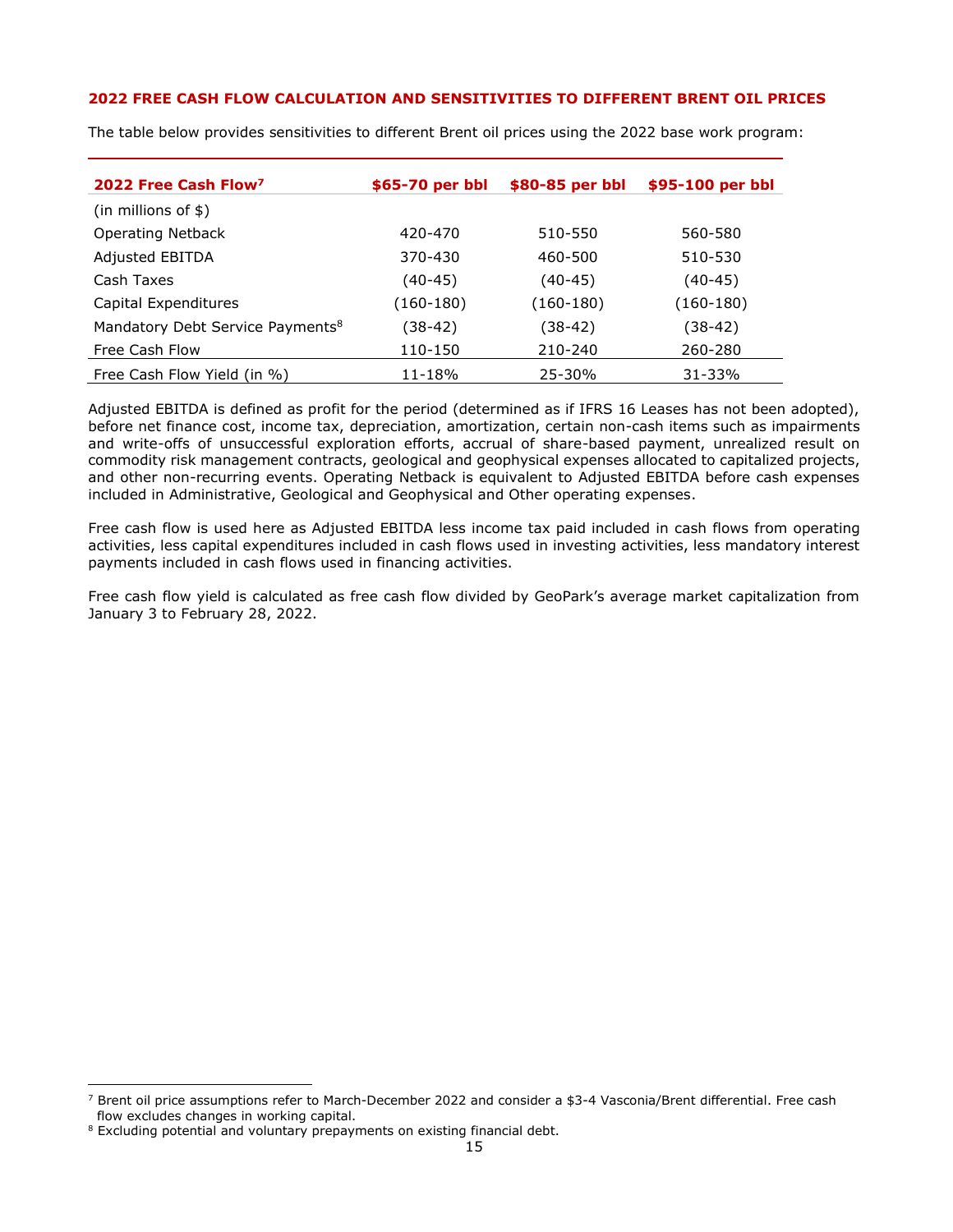## 2022 FREE CASH FLOW CALCULATION AND SENSITIVITIES TO DIFFERENT BRENT OIL PRICES

The table below provides sensitivities to different Brent oil prices using the 2022 base work program:

| 2022 Free Cash Flow[7] | $65-70 per bbl | $80-85 per bbl | $95-100 per bbl |
|---|---|---|---|
| (in millions of $) | | | |
| Operating Netback | 420-470 | 510-550 | 560-580 |
| Adjusted EBITDA | 370-430 | 460-500 | 510-530 |
| Cash Taxes | (40-45) | (40-45) | (40-45) |
| Capital Expenditures | (160-180) | (160-180) | (160-180) |
| Mandatory Debt Service Payments[8] | (38-42) | (38-42) | (38-42) |
| Free Cash Flow | 110-150 | 210-240 | 260-280 |
| Free Cash Flow Yield (in %) | 11-18% | 25-30% | 31-33% |

Adjusted EBITDA is defined as profit for the period (determined as if IFRS 16 Leases has not been adopted), before net finance cost, income tax, depreciation, amortization, certain non-cash items such as impairments and write-offs of unsuccessful exploration efforts, accrual of share-based payment, unrealized result on commodity risk management contracts, geological and geophysical expenses allocated to capitalized projects, and other non-recurring events. Operating Netback is equivalent to Adjusted EBITDA before cash expenses included in Administrative, Geological and Geophysical and Other operating expenses.

Free cash flow is used here as Adjusted EBITDA less income tax paid included in cash flows from operating activities, less capital expenditures included in cash flows used in investing activities, less mandatory interest payments included in cash flows used in financing activities.

Free cash flow yield is calculated as free cash flow divided by GeoPark's average market capitalization from January 3 to February 28, 2022.

---

[7] Brent oil price assumptions refer to March-December 2022 and consider a $3-4 Vasconia/Brent differential. Free cash flow excludes changes in working capital.

[8] Excluding potential and voluntary prepayments on existing financial debt.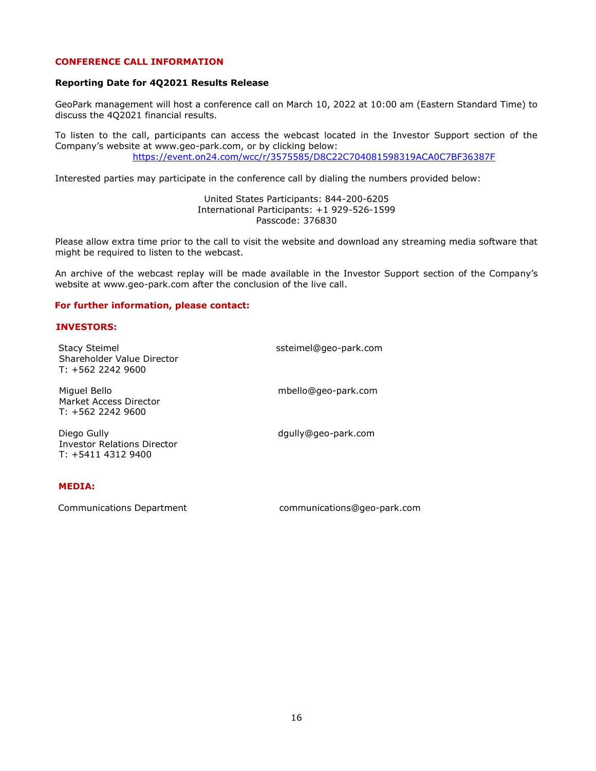## CONFERENCE CALL INFORMATION

### Reporting Date for 4Q2021 Results Release

GeoPark management will host a conference call on March 10, 2022 at 10:00 am (Eastern Standard Time) to discuss the 4Q2021 financial results.

To listen to the call, participants can access the webcast located in the Investor Support section of the Company's website at www.geo-park.com, or by clicking below:

https://event.on24.com/wcc/r/3575585/D8C22C704081598319ACA0C7BF36387F

Interested parties may participate in the conference call by dialing the numbers provided below:

United States Participants: 844-200-6205
International Participants: +1 929-526-1599
Passcode: 376830

Please allow extra time prior to the call to visit the website and download any streaming media software that might be required to listen to the webcast.

An archive of the webcast replay will be made available in the Investor Support section of the Company's website at www.geo-park.com after the conclusion of the live call.

**For further information, please contact:**

**INVESTORS:**

Stacy Steimel
Shareholder Value Director
T: +562 2242 9600
ssteimel@geo-park.com

Miguel Bello
Market Access Director
T: +562 2242 9600
mbello@geo-park.com

Diego Gully
Investor Relations Director
T: +5411 4312 9400
dgully@geo-park.com

**MEDIA:**

Communications Department
communications@geo-park.com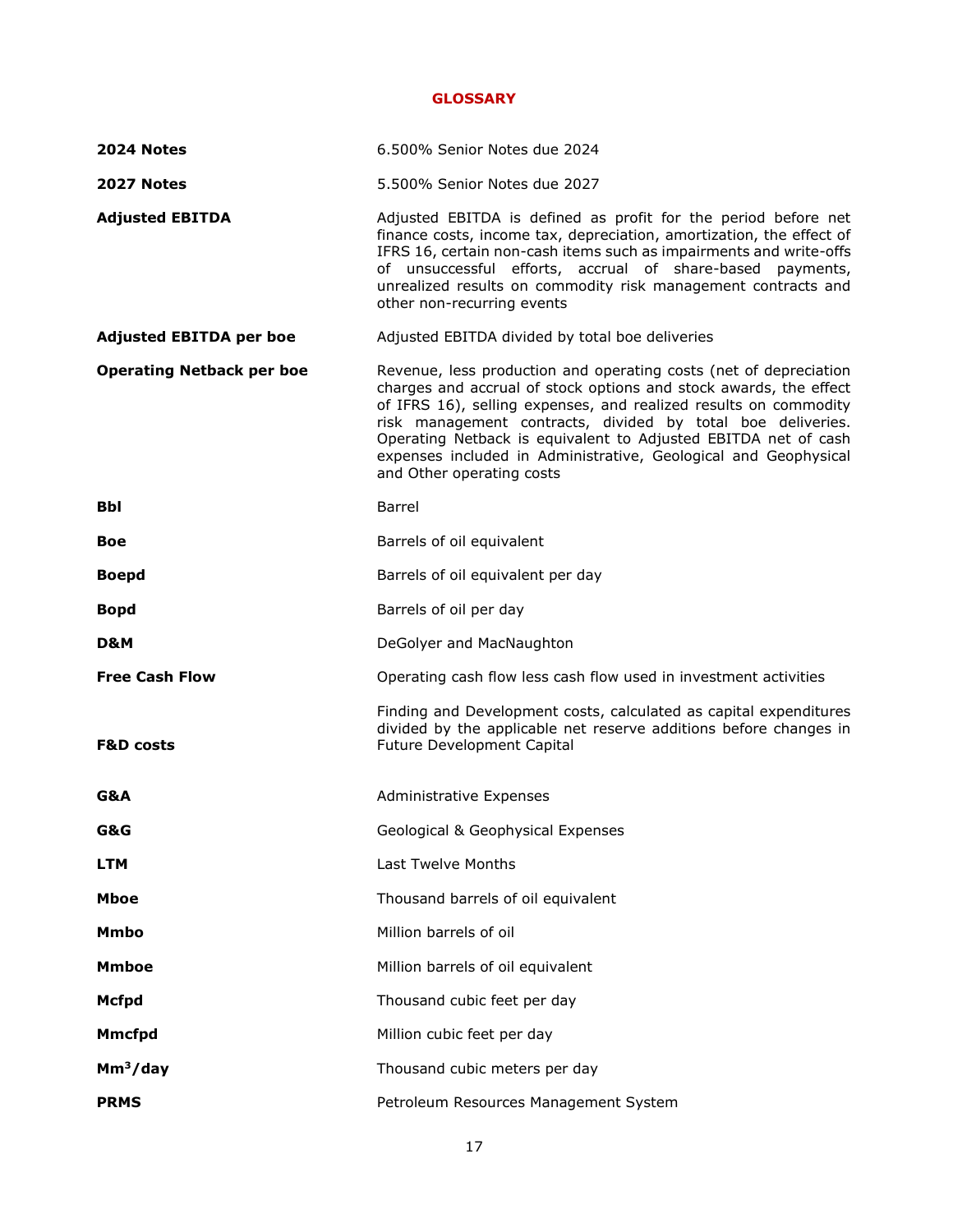# GLOSSARY

| | |
|---|---|
| **2024 Notes** | 6.500% Senior Notes due 2024 |
| **2027 Notes** | 5.500% Senior Notes due 2027 |
| **Adjusted EBITDA** | Adjusted EBITDA is defined as profit for the period before net finance costs, income tax, depreciation, amortization, the effect of IFRS 16, certain non-cash items such as impairments and write-offs of unsuccessful efforts, accrual of share-based payments, unrealized results on commodity risk management contracts and other non-recurring events |
| **Adjusted EBITDA per boe** | Adjusted EBITDA divided by total boe deliveries |
| **Operating Netback per boe** | Revenue, less production and operating costs (net of depreciation charges and accrual of stock options and stock awards, the effect of IFRS 16), selling expenses, and realized results on commodity risk management contracts, divided by total boe deliveries. Operating Netback is equivalent to Adjusted EBITDA net of cash expenses included in Administrative, Geological and Geophysical and Other operating costs |
| **Bbl** | Barrel |
| **Boe** | Barrels of oil equivalent |
| **Boepd** | Barrels of oil equivalent per day |
| **Bopd** | Barrels of oil per day |
| **D&M** | DeGolyer and MacNaughton |
| **Free Cash Flow** | Operating cash flow less cash flow used in investment activities |
| **F&D costs** | Finding and Development costs, calculated as capital expenditures divided by the applicable net reserve additions before changes in Future Development Capital |
| **G&A** | Administrative Expenses |
| **G&G** | Geological & Geophysical Expenses |
| **LTM** | Last Twelve Months |
| **Mboe** | Thousand barrels of oil equivalent |
| **Mmbo** | Million barrels of oil |
| **Mmboe** | Million barrels of oil equivalent |
| **Mcfpd** | Thousand cubic feet per day |
| **Mmcfpd** | Million cubic feet per day |
| **$Mm^3$/day** | Thousand cubic meters per day |
| **PRMS** | Petroleum Resources Management System |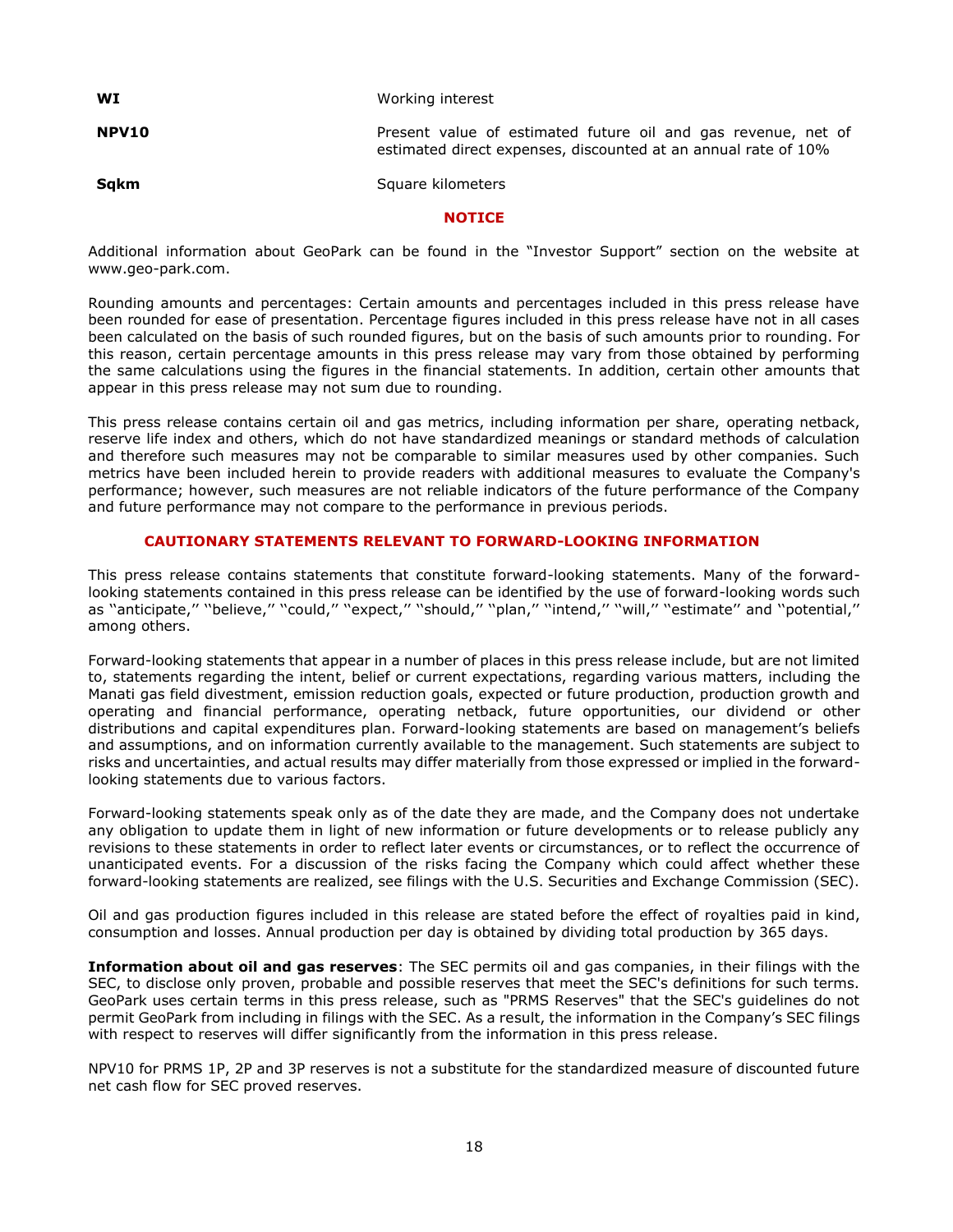| | |
|---|---|
| **WI** | Working interest |
| **NPV10** | Present value of estimated future oil and gas revenue, net of estimated direct expenses, discounted at an annual rate of 10% |
| **Sqkm** | Square kilometers |

## NOTICE

Additional information about GeoPark can be found in the "Investor Support" section on the website at www.geo-park.com.

Rounding amounts and percentages: Certain amounts and percentages included in this press release have been rounded for ease of presentation. Percentage figures included in this press release have not in all cases been calculated on the basis of such rounded figures, but on the basis of such amounts prior to rounding. For this reason, certain percentage amounts in this press release may vary from those obtained by performing the same calculations using the figures in the financial statements. In addition, certain other amounts that appear in this press release may not sum due to rounding.

This press release contains certain oil and gas metrics, including information per share, operating netback, reserve life index and others, which do not have standardized meanings or standard methods of calculation and therefore such measures may not be comparable to similar measures used by other companies. Such metrics have been included herein to provide readers with additional measures to evaluate the Company's performance; however, such measures are not reliable indicators of the future performance of the Company and future performance may not compare to the performance in previous periods.

## CAUTIONARY STATEMENTS RELEVANT TO FORWARD-LOOKING INFORMATION

This press release contains statements that constitute forward-looking statements. Many of the forward-looking statements contained in this press release can be identified by the use of forward-looking words such as ''anticipate,'' ''believe,'' ''could,'' ''expect,'' ''should,'' ''plan,'' ''intend,'' ''will,'' ''estimate'' and ''potential,'' among others.

Forward-looking statements that appear in a number of places in this press release include, but are not limited to, statements regarding the intent, belief or current expectations, regarding various matters, including the Manati gas field divestment, emission reduction goals, expected or future production, production growth and operating and financial performance, operating netback, future opportunities, our dividend or other distributions and capital expenditures plan. Forward-looking statements are based on management's beliefs and assumptions, and on information currently available to the management. Such statements are subject to risks and uncertainties, and actual results may differ materially from those expressed or implied in the forward-looking statements due to various factors.

Forward-looking statements speak only as of the date they are made, and the Company does not undertake any obligation to update them in light of new information or future developments or to release publicly any revisions to these statements in order to reflect later events or circumstances, or to reflect the occurrence of unanticipated events. For a discussion of the risks facing the Company which could affect whether these forward-looking statements are realized, see filings with the U.S. Securities and Exchange Commission (SEC).

Oil and gas production figures included in this release are stated before the effect of royalties paid in kind, consumption and losses. Annual production per day is obtained by dividing total production by 365 days.

**Information about oil and gas reserves**: The SEC permits oil and gas companies, in their filings with the SEC, to disclose only proven, probable and possible reserves that meet the SEC's definitions for such terms. GeoPark uses certain terms in this press release, such as "PRMS Reserves" that the SEC's guidelines do not permit GeoPark from including in filings with the SEC. As a result, the information in the Company's SEC filings with respect to reserves will differ significantly from the information in this press release.

NPV10 for PRMS 1P, 2P and 3P reserves is not a substitute for the standardized measure of discounted future net cash flow for SEC proved reserves.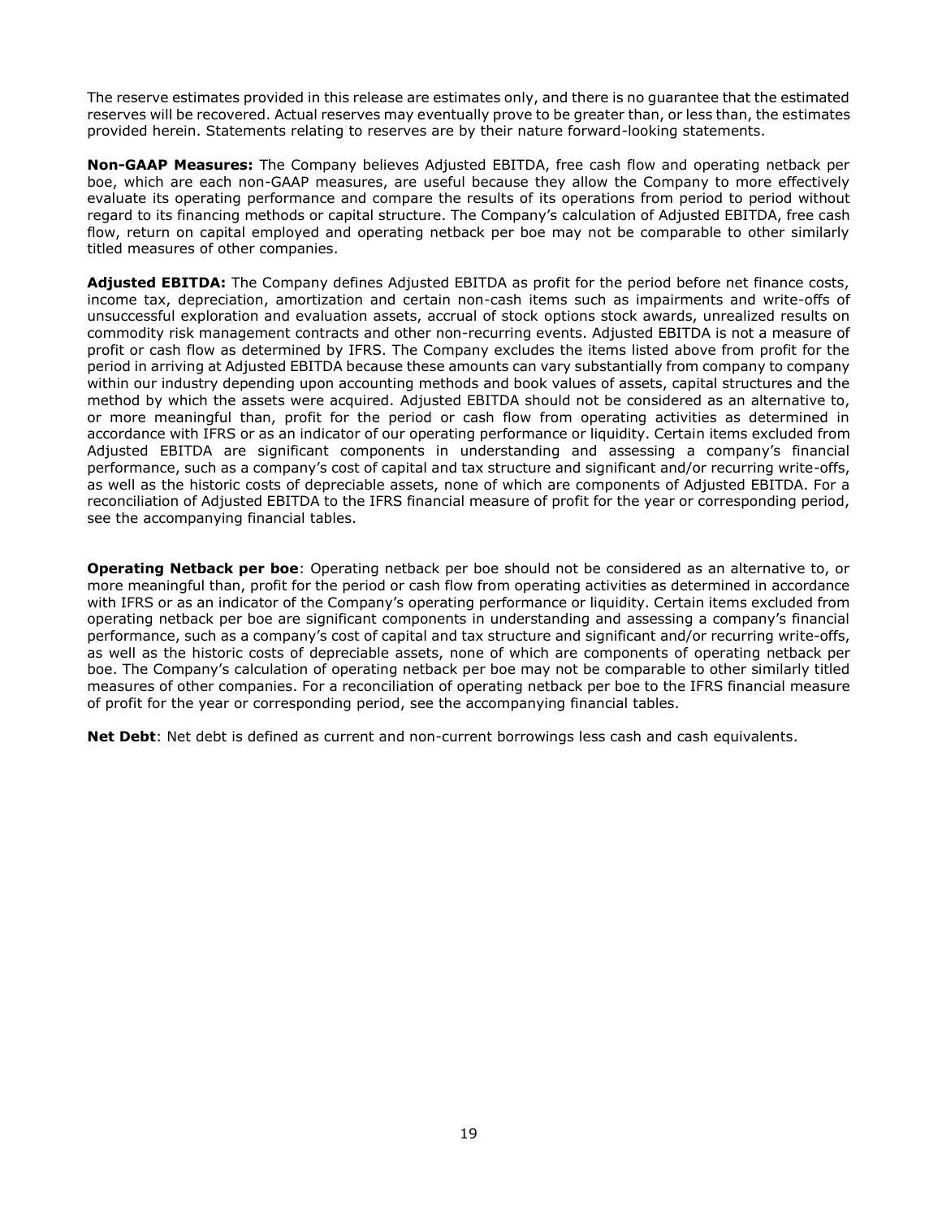The reserve estimates provided in this release are estimates only, and there is no guarantee that the estimated reserves will be recovered. Actual reserves may eventually prove to be greater than, or less than, the estimates provided herein. Statements relating to reserves are by their nature forward-looking statements.

**Non-GAAP Measures:** The Company believes Adjusted EBITDA, free cash flow and operating netback per boe, which are each non-GAAP measures, are useful because they allow the Company to more effectively evaluate its operating performance and compare the results of its operations from period to period without regard to its financing methods or capital structure. The Company's calculation of Adjusted EBITDA, free cash flow, return on capital employed and operating netback per boe may not be comparable to other similarly titled measures of other companies.

**Adjusted EBITDA:** The Company defines Adjusted EBITDA as profit for the period before net finance costs, income tax, depreciation, amortization and certain non-cash items such as impairments and write-offs of unsuccessful exploration and evaluation assets, accrual of stock options stock awards, unrealized results on commodity risk management contracts and other non-recurring events. Adjusted EBITDA is not a measure of profit or cash flow as determined by IFRS. The Company excludes the items listed above from profit for the period in arriving at Adjusted EBITDA because these amounts can vary substantially from company to company within our industry depending upon accounting methods and book values of assets, capital structures and the method by which the assets were acquired. Adjusted EBITDA should not be considered as an alternative to, or more meaningful than, profit for the period or cash flow from operating activities as determined in accordance with IFRS or as an indicator of our operating performance or liquidity. Certain items excluded from Adjusted EBITDA are significant components in understanding and assessing a company's financial performance, such as a company's cost of capital and tax structure and significant and/or recurring write-offs, as well as the historic costs of depreciable assets, none of which are components of Adjusted EBITDA. For a reconciliation of Adjusted EBITDA to the IFRS financial measure of profit for the year or corresponding period, see the accompanying financial tables.

**Operating Netback per boe**: Operating netback per boe should not be considered as an alternative to, or more meaningful than, profit for the period or cash flow from operating activities as determined in accordance with IFRS or as an indicator of the Company's operating performance or liquidity. Certain items excluded from operating netback per boe are significant components in understanding and assessing a company's financial performance, such as a company's cost of capital and tax structure and significant and/or recurring write-offs, as well as the historic costs of depreciable assets, none of which are components of operating netback per boe. The Company's calculation of operating netback per boe may not be comparable to other similarly titled measures of other companies. For a reconciliation of operating netback per boe to the IFRS financial measure of profit for the year or corresponding period, see the accompanying financial tables.

**Net Debt**: Net debt is defined as current and non-current borrowings less cash and cash equivalents.